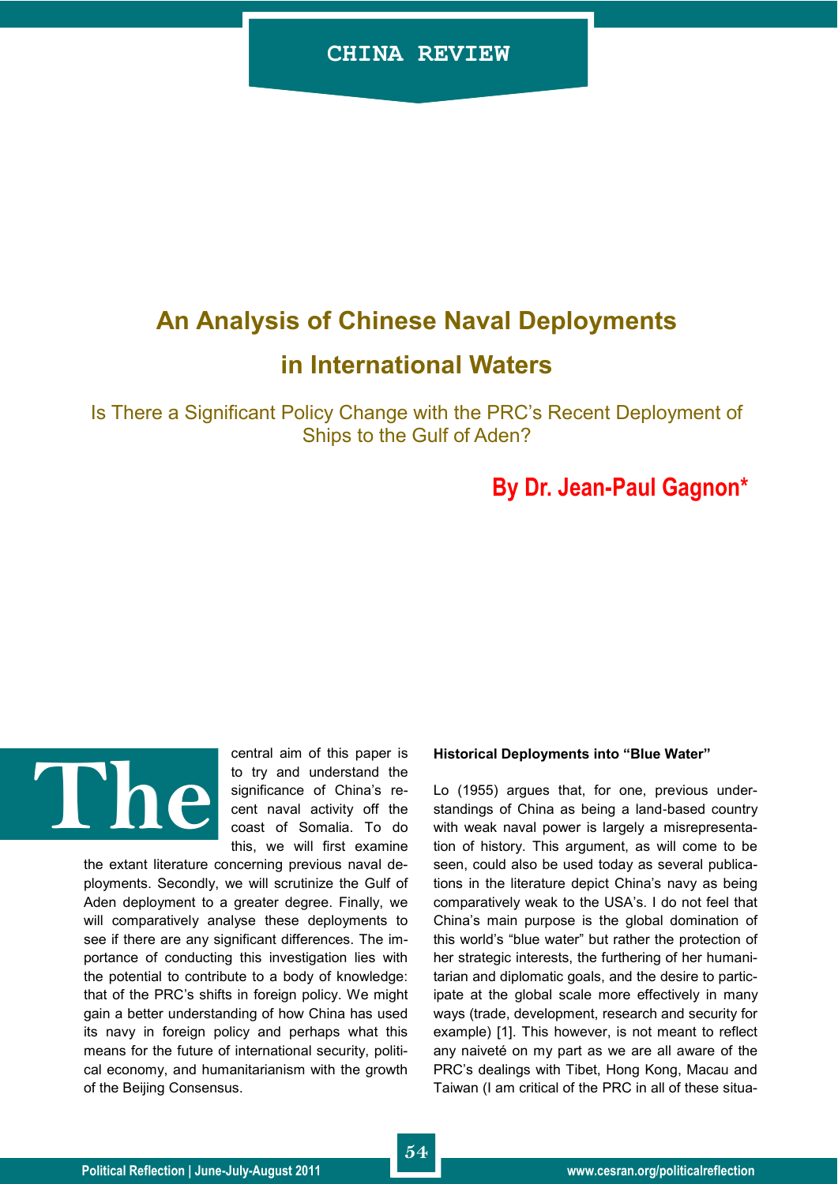CHINA REVIEW

# An Analysis of Chinese Naval Deployments in International Waters

## Is There a Significant Policy Change with the PRC's Recent Deployment of Ships to the Gulf of Aden?

**By Dr. Jean-Paul Gagnon***

The central aim of this paper is to try and understand the significance of China's recent naval activity off the coast of Somalia. To do this, we will first examine the extant literature concerning previous naval deployments. Secondly, we will scrutinize the Gulf of Aden deployment to a greater degree. Finally, we will comparatively analyse these deployments to see if there are any significant differences. The importance of conducting this investigation lies with the potential to contribute to a body of knowledge: that of the PRC's shifts in foreign policy. We might gain a better understanding of how China has used its navy in foreign policy and perhaps what this means for the future of international security, political economy, and humanitarianism with the growth of the Beijing Consensus.

### Historical Deployments into "Blue Water"

Lo (1955) argues that, for one, previous understandings of China as being a land-based country with weak naval power is largely a misrepresentation of history. This argument, as will come to be seen, could also be used today as several publications in the literature depict China's navy as being comparatively weak to the USA's. I do not feel that China's main purpose is the global domination of this world's "blue water" but rather the protection of her strategic interests, the furthering of her humanitarian and diplomatic goals, and the desire to participate at the global scale more effectively in many ways (trade, development, research and security for example) [1]. This however, is not meant to reflect any naiveté on my part as we are all aware of the PRC's dealings with Tibet, Hong Kong, Macau and Taiwan (I am critical of the PRC in all of these situa-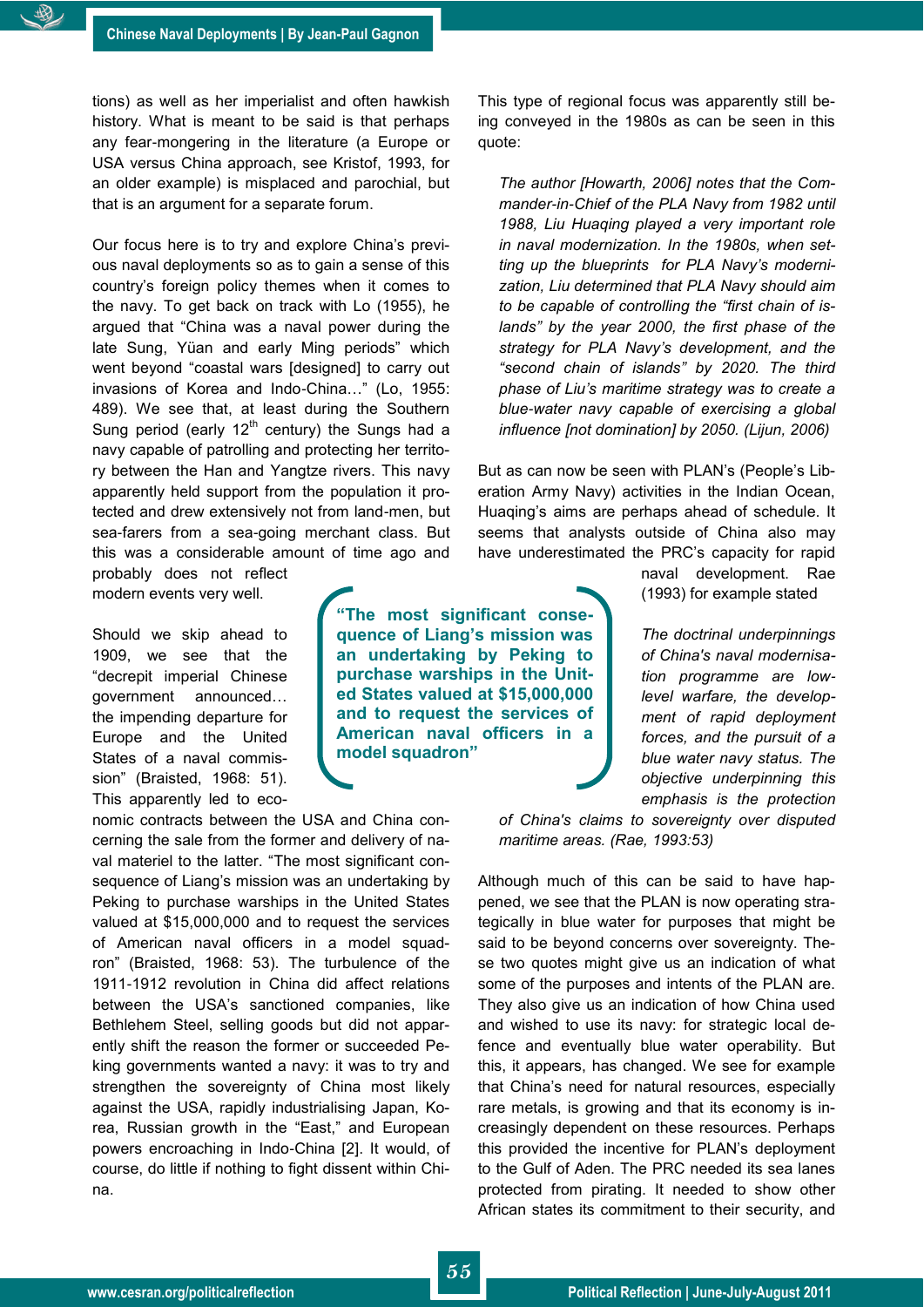tions) as well as her imperialist and often hawkish history. What is meant to be said is that perhaps any fear-mongering in the literature (a Europe or USA versus China approach, see Kristof, 1993, for an older example) is misplaced and parochial, but that is an argument for a separate forum.

Our focus here is to try and explore China's previous naval deployments so as to gain a sense of this country's foreign policy themes when it comes to the navy. To get back on track with Lo (1955), he argued that "China was a naval power during the late Sung, Yüan and early Ming periods" which went beyond "coastal wars [designed] to carry out invasions of Korea and Indo-China…" (Lo, 1955: 489). We see that, at least during the Southern Sung period (early 12th century) the Sungs had a navy capable of patrolling and protecting her territory between the Han and Yangtze rivers. This navy apparently held support from the population it protected and drew extensively not from land-men, but sea-farers from a sea-going merchant class. But this was a considerable amount of time ago and probably does not reflect modern events very well.

Should we skip ahead to 1909, we see that the "decrepit imperial Chinese government announced… the impending departure for Europe and the United States of a naval commission" (Braisted, 1968: 51). This apparently led to economic contracts between the USA and China concerning the sale from the former and delivery of naval materiel to the latter. "The most significant consequence of Liang's mission was an undertaking by Peking to purchase warships in the United States valued at $15,000,000 and to request the services of American naval officers in a model squadron" (Braisted, 1968: 53). The turbulence of the 1911-1912 revolution in China did affect relations between the USA's sanctioned companies, like Bethlehem Steel, selling goods but did not apparently shift the reason the former or succeeded Peking governments wanted a navy: it was to try and strengthen the sovereignty of China most likely against the USA, rapidly industrialising Japan, Korea, Russian growth in the "East," and European powers encroaching in Indo-China [2]. It would, of course, do little if nothing to fight dissent within China.

**"The most significant consequence of Liang's mission was an undertaking by Peking to purchase warships in the United States valued at $15,000,000 and to request the services of American naval officers in a model squadron"**

This type of regional focus was apparently still being conveyed in the 1980s as can be seen in this quote:

> *The author [Howarth, 2006] notes that the Commander-in-Chief of the PLA Navy from 1982 until 1988, Liu Huaqing played a very important role in naval modernization. In the 1980s, when setting up the blueprints for PLA Navy's modernization, Liu determined that PLA Navy should aim to be capable of controlling the "first chain of islands" by the year 2000, the first phase of the strategy for PLA Navy's development, and the "second chain of islands" by 2020. The third phase of Liu's maritime strategy was to create a blue-water navy capable of exercising a global influence [not domination] by 2050. (Lijun, 2006)*

But as can now be seen with PLAN's (People's Liberation Army Navy) activities in the Indian Ocean, Huaqing's aims are perhaps ahead of schedule. It seems that analysts outside of China also may have underestimated the PRC's capacity for rapid naval development. Rae (1993) for example stated

> *The doctrinal underpinnings of China's naval modernisation programme are low-level warfare, the development of rapid deployment forces, and the pursuit of a blue water navy status. The objective underpinning this emphasis is the protection of China's claims to sovereignty over disputed maritime areas. (Rae, 1993:53)*

Although much of this can be said to have happened, we see that the PLAN is now operating strategically in blue water for purposes that might be said to be beyond concerns over sovereignty. These two quotes might give us an indication of what some of the purposes and intents of the PLAN are. They also give us an indication of how China used and wished to use its navy: for strategic local defence and eventually blue water operability. But this, it appears, has changed. We see for example that China's need for natural resources, especially rare metals, is growing and that its economy is increasingly dependent on these resources. Perhaps this provided the incentive for PLAN's deployment to the Gulf of Aden. The PRC needed its sea lanes protected from pirating. It needed to show other African states its commitment to their security, and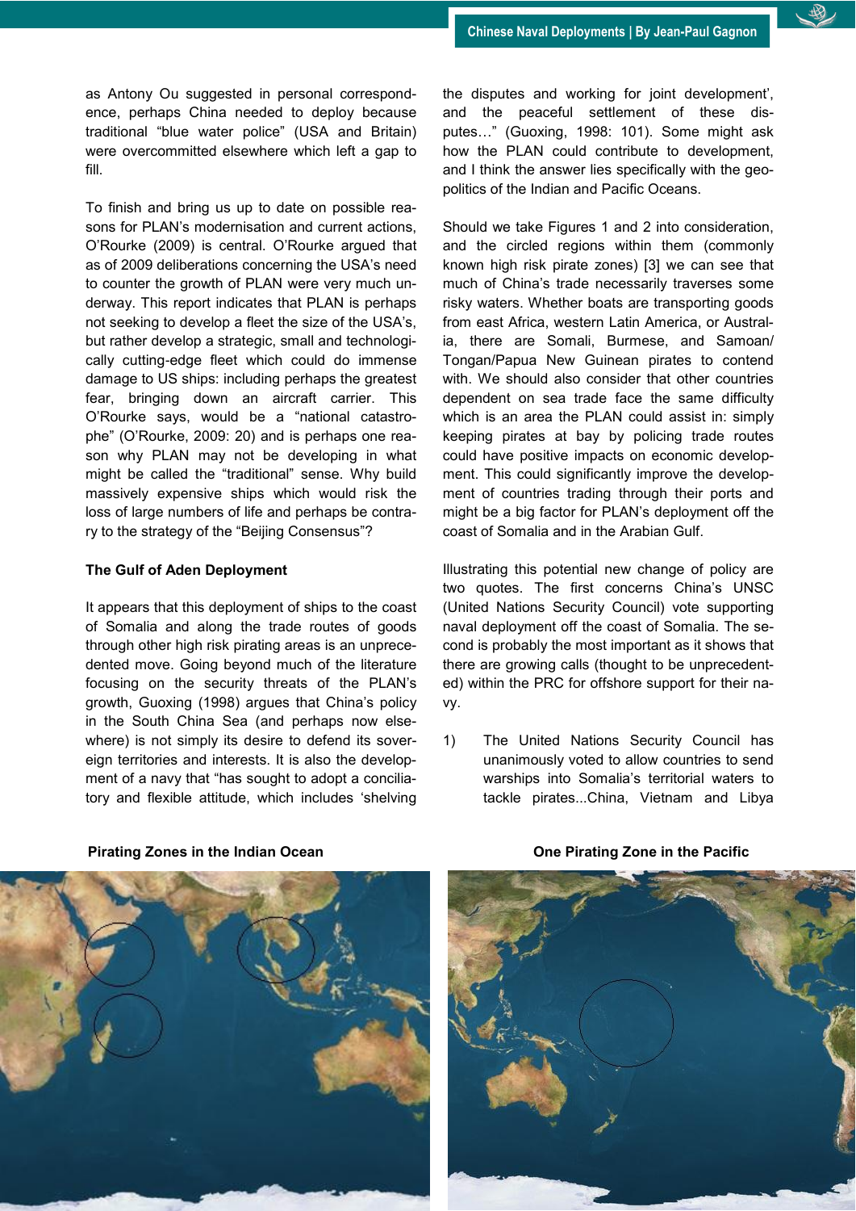as Antony Ou suggested in personal correspondence, perhaps China needed to deploy because traditional "blue water police" (USA and Britain) were overcommitted elsewhere which left a gap to fill.

To finish and bring us up to date on possible reasons for PLAN's modernisation and current actions, O'Rourke (2009) is central. O'Rourke argued that as of 2009 deliberations concerning the USA's need to counter the growth of PLAN were very much underway. This report indicates that PLAN is perhaps not seeking to develop a fleet the size of the USA's, but rather develop a strategic, small and technologically cutting-edge fleet which could do immense damage to US ships: including perhaps the greatest fear, bringing down an aircraft carrier. This O'Rourke says, would be a "national catastrophe" (O'Rourke, 2009: 20) and is perhaps one reason why PLAN may not be developing in what might be called the "traditional" sense. Why build massively expensive ships which would risk the loss of large numbers of life and perhaps be contrary to the strategy of the "Beijing Consensus"?

**The Gulf of Aden Deployment**

It appears that this deployment of ships to the coast of Somalia and along the trade routes of goods through other high risk pirating areas is an unprecedented move. Going beyond much of the literature focusing on the security threats of the PLAN's growth, Guoxing (1998) argues that China's policy in the South China Sea (and perhaps now elsewhere) is not simply its desire to defend its sovereign territories and interests. It is also the development of a navy that "has sought to adopt a conciliatory and flexible attitude, which includes 'shelving the disputes and working for joint development', and the peaceful settlement of these disputes…" (Guoxing, 1998: 101). Some might ask how the PLAN could contribute to development, and I think the answer lies specifically with the geopolitics of the Indian and Pacific Oceans.

Should we take Figures 1 and 2 into consideration, and the circled regions within them (commonly known high risk pirate zones) [3] we can see that much of China's trade necessarily traverses some risky waters. Whether boats are transporting goods from east Africa, western Latin America, or Australia, there are Somali, Burmese, and Samoan/Tongan/Papua New Guinean pirates to contend with. We should also consider that other countries dependent on sea trade face the same difficulty which is an area the PLAN could assist in: simply keeping pirates at bay by policing trade routes could have positive impacts on economic development. This could significantly improve the development of countries trading through their ports and might be a big factor for PLAN's deployment off the coast of Somalia and in the Arabian Gulf.

Illustrating this potential new change of policy are two quotes. The first concerns China's UNSC (United Nations Security Council) vote supporting naval deployment off the coast of Somalia. The second is probably the most important as it shows that there are growing calls (thought to be unprecedented) within the PRC for offshore support for their navy.

1) The United Nations Security Council has unanimously voted to allow countries to send warships into Somalia's territorial waters to tackle pirates...China, Vietnam and Libya

**Pirating Zones in the Indian Ocean**

**One Pirating Zone in the Pacific**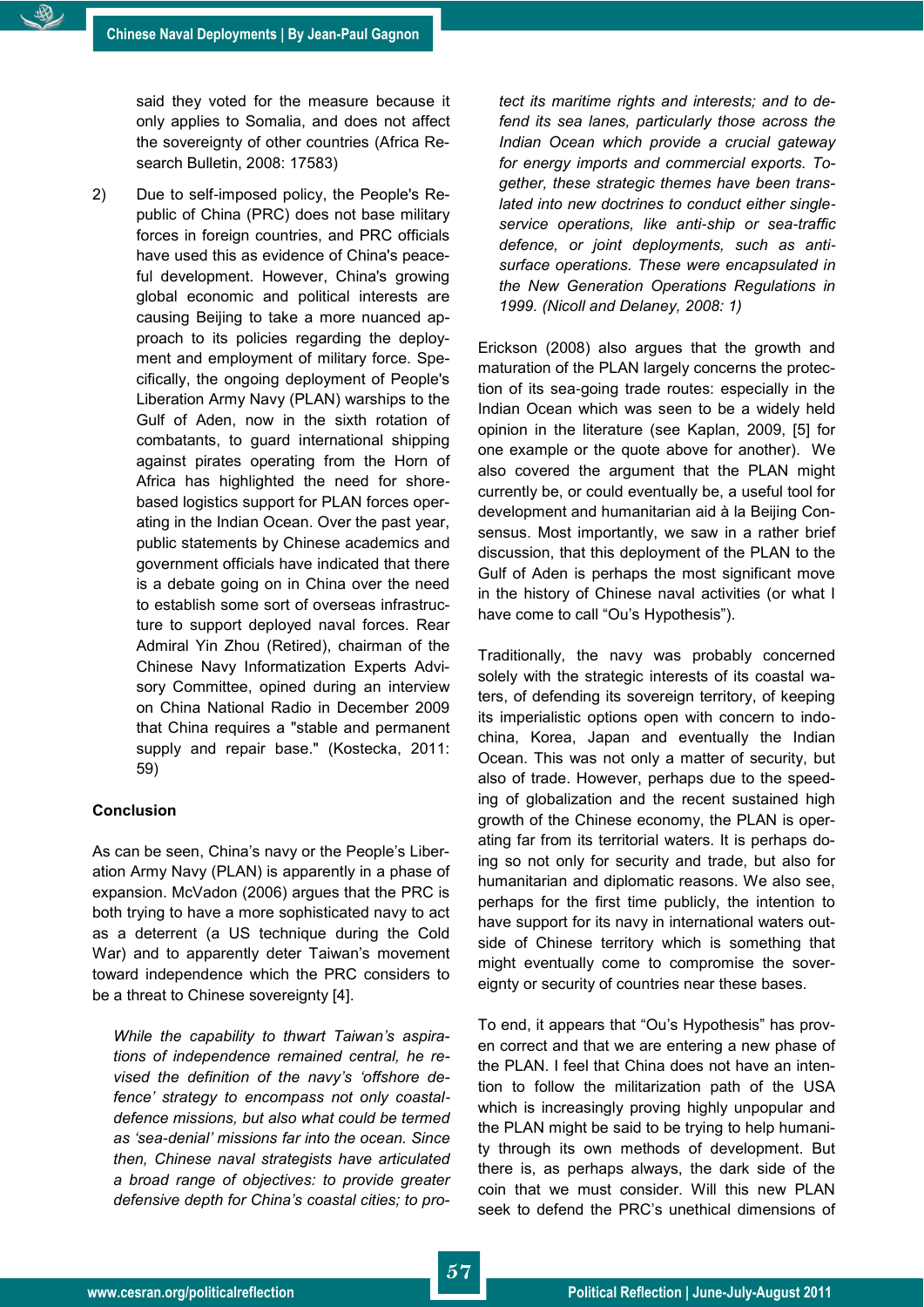said they voted for the measure because it only applies to Somalia, and does not affect the sovereignty of other countries (Africa Research Bulletin, 2008: 17583)

2) Due to self-imposed policy, the People's Republic of China (PRC) does not base military forces in foreign countries, and PRC officials have used this as evidence of China's peaceful development. However, China's growing global economic and political interests are causing Beijing to take a more nuanced approach to its policies regarding the deployment and employment of military force. Specifically, the ongoing deployment of People's Liberation Army Navy (PLAN) warships to the Gulf of Aden, now in the sixth rotation of combatants, to guard international shipping against pirates operating from the Horn of Africa has highlighted the need for shore-based logistics support for PLAN forces operating in the Indian Ocean. Over the past year, public statements by Chinese academics and government officials have indicated that there is a debate going on in China over the need to establish some sort of overseas infrastructure to support deployed naval forces. Rear Admiral Yin Zhou (Retired), chairman of the Chinese Navy Informatization Experts Advisory Committee, opined during an interview on China National Radio in December 2009 that China requires a "stable and permanent supply and repair base." (Kostecka, 2011: 59)

### Conclusion

As can be seen, China's navy or the People's Liberation Army Navy (PLAN) is apparently in a phase of expansion. McVadon (2006) argues that the PRC is both trying to have a more sophisticated navy to act as a deterrent (a US technique during the Cold War) and to apparently deter Taiwan's movement toward independence which the PRC considers to be a threat to Chinese sovereignty [4].

> *While the capability to thwart Taiwan's aspirations of independence remained central, he revised the definition of the navy's 'offshore defence' strategy to encompass not only coastal-defence missions, but also what could be termed as 'sea-denial' missions far into the ocean. Since then, Chinese naval strategists have articulated a broad range of objectives: to provide greater defensive depth for China's coastal cities; to protect its maritime rights and interests; and to defend its sea lanes, particularly those across the Indian Ocean which provide a crucial gateway for energy imports and commercial exports. Together, these strategic themes have been translated into new doctrines to conduct either single-service operations, like anti-ship or sea-traffic defence, or joint deployments, such as anti-surface operations. These were encapsulated in the New Generation Operations Regulations in 1999. (Nicoll and Delaney, 2008: 1)*

Erickson (2008) also argues that the growth and maturation of the PLAN largely concerns the protection of its sea-going trade routes: especially in the Indian Ocean which was seen to be a widely held opinion in the literature (see Kaplan, 2009, [5] for one example or the quote above for another). We also covered the argument that the PLAN might currently be, or could eventually be, a useful tool for development and humanitarian aid à la Beijing Consensus. Most importantly, we saw in a rather brief discussion, that this deployment of the PLAN to the Gulf of Aden is perhaps the most significant move in the history of Chinese naval activities (or what I have come to call "Ou's Hypothesis").

Traditionally, the navy was probably concerned solely with the strategic interests of its coastal waters, of defending its sovereign territory, of keeping its imperialistic options open with concern to indochina, Korea, Japan and eventually the Indian Ocean. This was not only a matter of security, but also of trade. However, perhaps due to the speeding of globalization and the recent sustained high growth of the Chinese economy, the PLAN is operating far from its territorial waters. It is perhaps doing so not only for security and trade, but also for humanitarian and diplomatic reasons. We also see, perhaps for the first time publicly, the intention to have support for its navy in international waters outside of Chinese territory which is something that might eventually come to compromise the sovereignty or security of countries near these bases.

To end, it appears that "Ou's Hypothesis" has proven correct and that we are entering a new phase of the PLAN. I feel that China does not have an intention to follow the militarization path of the USA which is increasingly proving highly unpopular and the PLAN might be said to be trying to help humanity through its own methods of development. But there is, as perhaps always, the dark side of the coin that we must consider. Will this new PLAN seek to defend the PRC's unethical dimensions of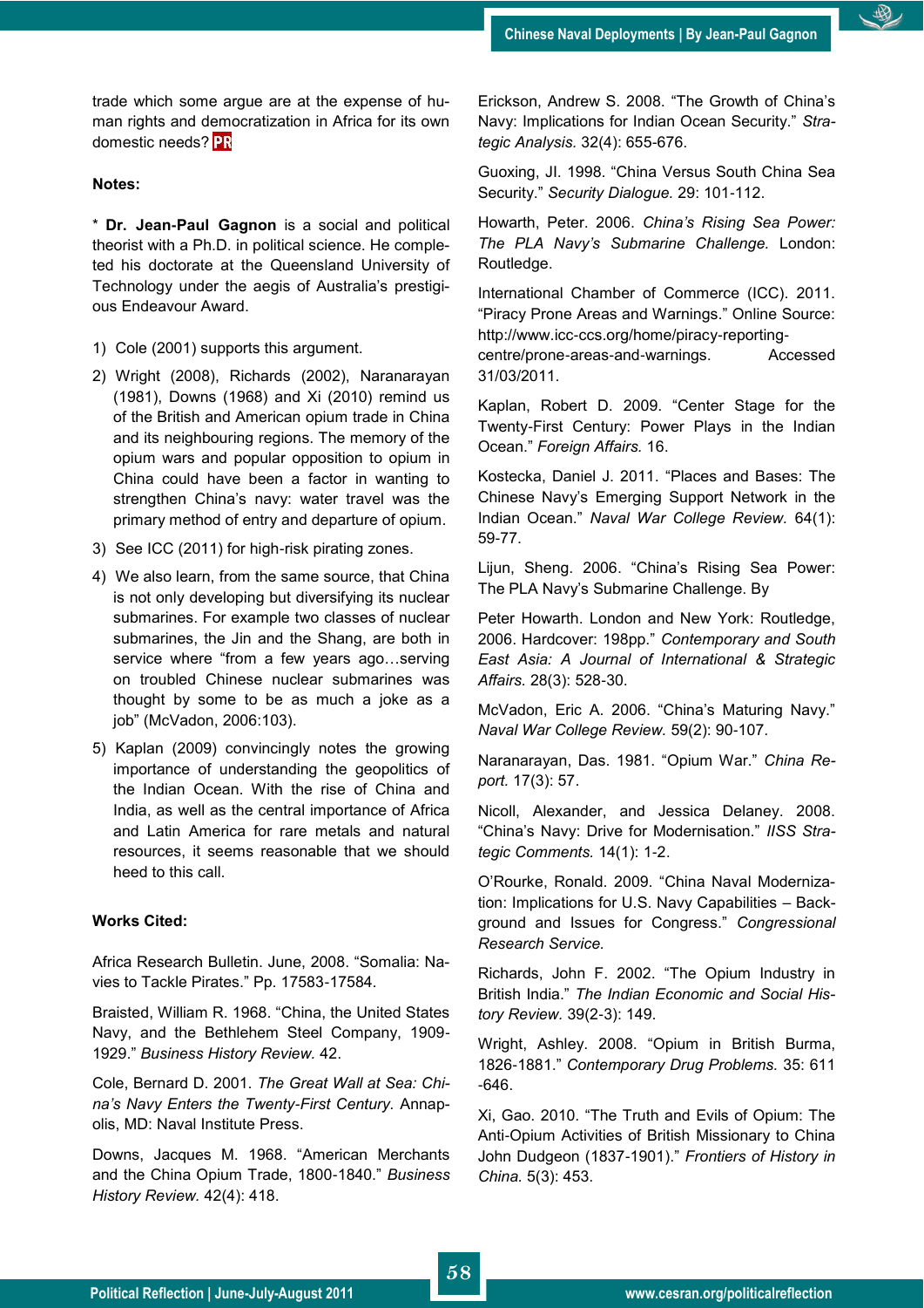trade which some argue are at the expense of human rights and democratization in Africa for its own domestic needs? **PR**

**Notes:**

\* **Dr. Jean-Paul Gagnon** is a social and political theorist with a Ph.D. in political science. He completed his doctorate at the Queensland University of Technology under the aegis of Australia's prestigious Endeavour Award.

1) Cole (2001) supports this argument.
2) Wright (2008), Richards (2002), Naranarayan (1981), Downs (1968) and Xi (2010) remind us of the British and American opium trade in China and its neighbouring regions. The memory of the opium wars and popular opposition to opium in China could have been a factor in wanting to strengthen China's navy: water travel was the primary method of entry and departure of opium.
3) See ICC (2011) for high-risk pirating zones.
4) We also learn, from the same source, that China is not only developing but diversifying its nuclear submarines. For example two classes of nuclear submarines, the Jin and the Shang, are both in service where "from a few years ago…serving on troubled Chinese nuclear submarines was thought by some to be as much a joke as a job" (McVadon, 2006:103).
5) Kaplan (2009) convincingly notes the growing importance of understanding the geopolitics of the Indian Ocean. With the rise of China and India, as well as the central importance of Africa and Latin America for rare metals and natural resources, it seems reasonable that we should heed to this call.

**Works Cited:**

Africa Research Bulletin. June, 2008. "Somalia: Navies to Tackle Pirates." Pp. 17583-17584.

Braisted, William R. 1968. "China, the United States Navy, and the Bethlehem Steel Company, 1909-1929." *Business History Review.* 42.

Cole, Bernard D. 2001. *The Great Wall at Sea: China's Navy Enters the Twenty-First Century.* Annapolis, MD: Naval Institute Press.

Downs, Jacques M. 1968. "American Merchants and the China Opium Trade, 1800-1840." *Business History Review.* 42(4): 418.

Erickson, Andrew S. 2008. "The Growth of China's Navy: Implications for Indian Ocean Security." *Strategic Analysis.* 32(4): 655-676.

Guoxing, JI. 1998. "China Versus South China Sea Security." *Security Dialogue.* 29: 101-112.

Howarth, Peter. 2006. *China's Rising Sea Power: The PLA Navy's Submarine Challenge.* London: Routledge.

International Chamber of Commerce (ICC). 2011. "Piracy Prone Areas and Warnings." Online Source: http://www.icc-ccs.org/home/piracy-reporting-centre/prone-areas-and-warnings. Accessed 31/03/2011.

Kaplan, Robert D. 2009. "Center Stage for the Twenty-First Century: Power Plays in the Indian Ocean." *Foreign Affairs.* 16.

Kostecka, Daniel J. 2011. "Places and Bases: The Chinese Navy's Emerging Support Network in the Indian Ocean." *Naval War College Review.* 64(1): 59-77.

Lijun, Sheng. 2006. "China's Rising Sea Power: The PLA Navy's Submarine Challenge. By

Peter Howarth. London and New York: Routledge, 2006. Hardcover: 198pp." *Contemporary and South East Asia: A Journal of International & Strategic Affairs.* 28(3): 528-30.

McVadon, Eric A. 2006. "China's Maturing Navy." *Naval War College Review.* 59(2): 90-107.

Naranarayan, Das. 1981. "Opium War." *China Report.* 17(3): 57.

Nicoll, Alexander, and Jessica Delaney. 2008. "China's Navy: Drive for Modernisation." *IISS Strategic Comments.* 14(1): 1-2.

O'Rourke, Ronald. 2009. "China Naval Modernization: Implications for U.S. Navy Capabilities – Background and Issues for Congress." *Congressional Research Service.*

Richards, John F. 2002. "The Opium Industry in British India." *The Indian Economic and Social History Review.* 39(2-3): 149.

Wright, Ashley. 2008. "Opium in British Burma, 1826-1881." *Contemporary Drug Problems.* 35: 611-646.

Xi, Gao. 2010. "The Truth and Evils of Opium: The Anti-Opium Activities of British Missionary to China John Dudgeon (1837-1901)." *Frontiers of History in China.* 5(3): 453.